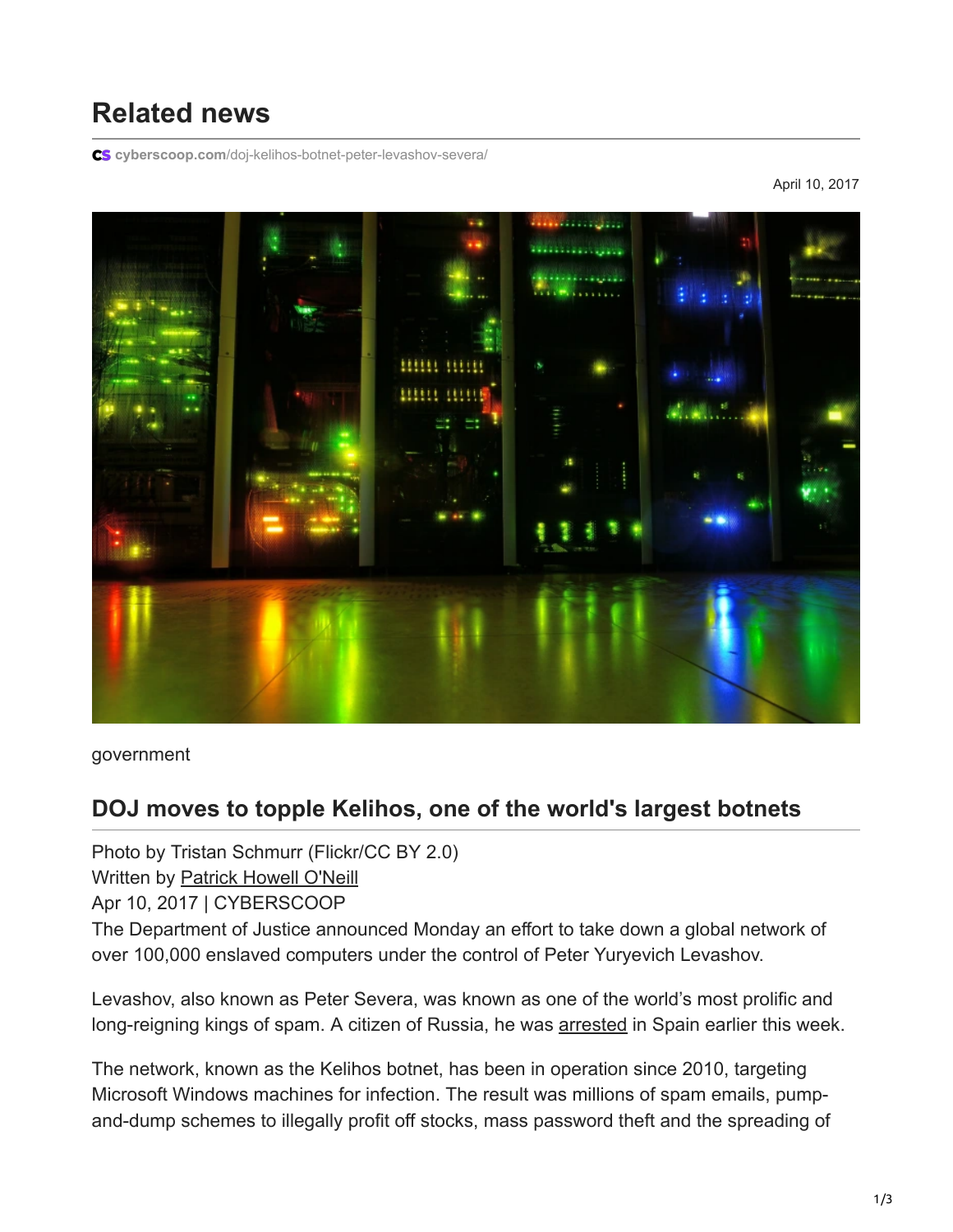# Related news

cyberscoop.com/doj-kelihos-botnet-peter-levashov-severa/

April 10, 2017

government

## DOJ moves to topple Kelihos, one of the world's largest botnets

Photo by Tristan Schmurr (Flickr/CC BY 2.0)
Written by Patrick Howell O'Neill
Apr 10, 2017 | CYBERSCOOP

The Department of Justice announced Monday an effort to take down a global network of over 100,000 enslaved computers under the control of Peter Yuryevich Levashov.

Levashov, also known as Peter Severa, was known as one of the world's most prolific and long-reigning kings of spam. A citizen of Russia, he was arrested in Spain earlier this week.

The network, known as the Kelihos botnet, has been in operation since 2010, targeting Microsoft Windows machines for infection. The result was millions of spam emails, pump-and-dump schemes to illegally profit off stocks, mass password theft and the spreading of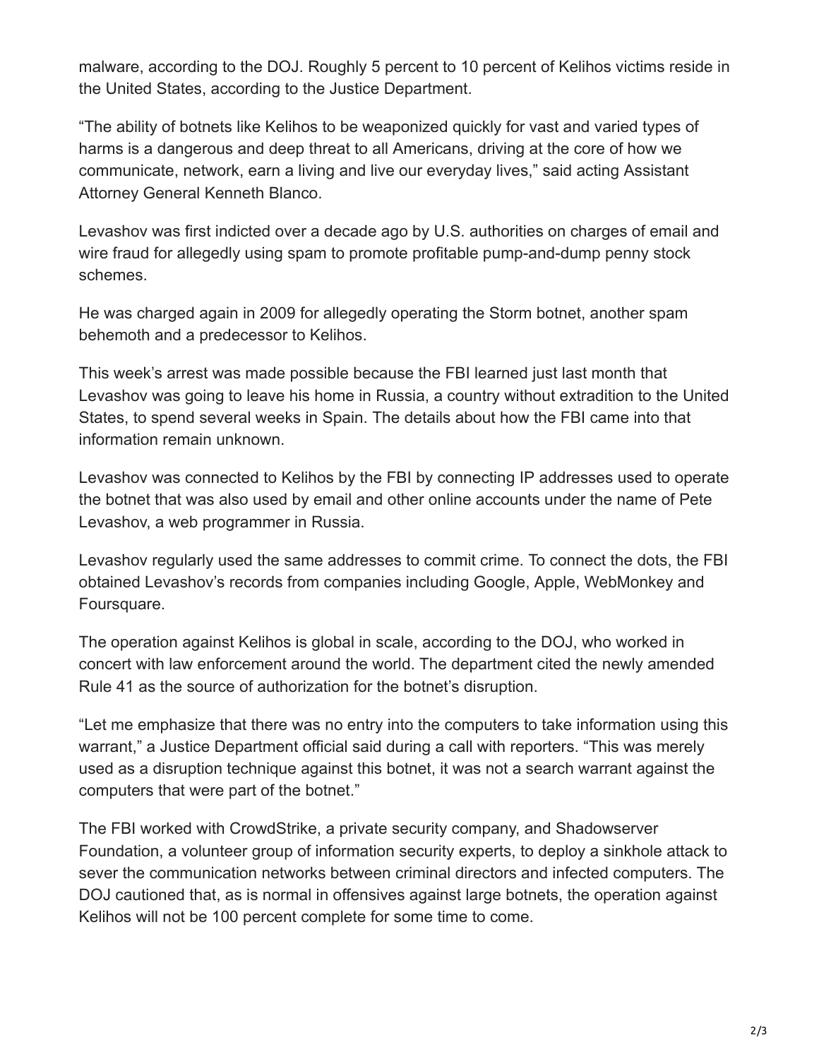malware, according to the DOJ. Roughly 5 percent to 10 percent of Kelihos victims reside in the United States, according to the Justice Department.

“The ability of botnets like Kelihos to be weaponized quickly for vast and varied types of harms is a dangerous and deep threat to all Americans, driving at the core of how we communicate, network, earn a living and live our everyday lives,” said acting Assistant Attorney General Kenneth Blanco.

Levashov was first indicted over a decade ago by U.S. authorities on charges of email and wire fraud for allegedly using spam to promote profitable pump-and-dump penny stock schemes.

He was charged again in 2009 for allegedly operating the Storm botnet, another spam behemoth and a predecessor to Kelihos.

This week’s arrest was made possible because the FBI learned just last month that Levashov was going to leave his home in Russia, a country without extradition to the United States, to spend several weeks in Spain. The details about how the FBI came into that information remain unknown.

Levashov was connected to Kelihos by the FBI by connecting IP addresses used to operate the botnet that was also used by email and other online accounts under the name of Pete Levashov, a web programmer in Russia.

Levashov regularly used the same addresses to commit crime. To connect the dots, the FBI obtained Levashov’s records from companies including Google, Apple, WebMonkey and Foursquare.

The operation against Kelihos is global in scale, according to the DOJ, who worked in concert with law enforcement around the world. The department cited the newly amended Rule 41 as the source of authorization for the botnet’s disruption.

“Let me emphasize that there was no entry into the computers to take information using this warrant,” a Justice Department official said during a call with reporters. “This was merely used as a disruption technique against this botnet, it was not a search warrant against the computers that were part of the botnet.”

The FBI worked with CrowdStrike, a private security company, and Shadowserver Foundation, a volunteer group of information security experts, to deploy a sinkhole attack to sever the communication networks between criminal directors and infected computers. The DOJ cautioned that, as is normal in offensives against large botnets, the operation against Kelihos will not be 100 percent complete for some time to come.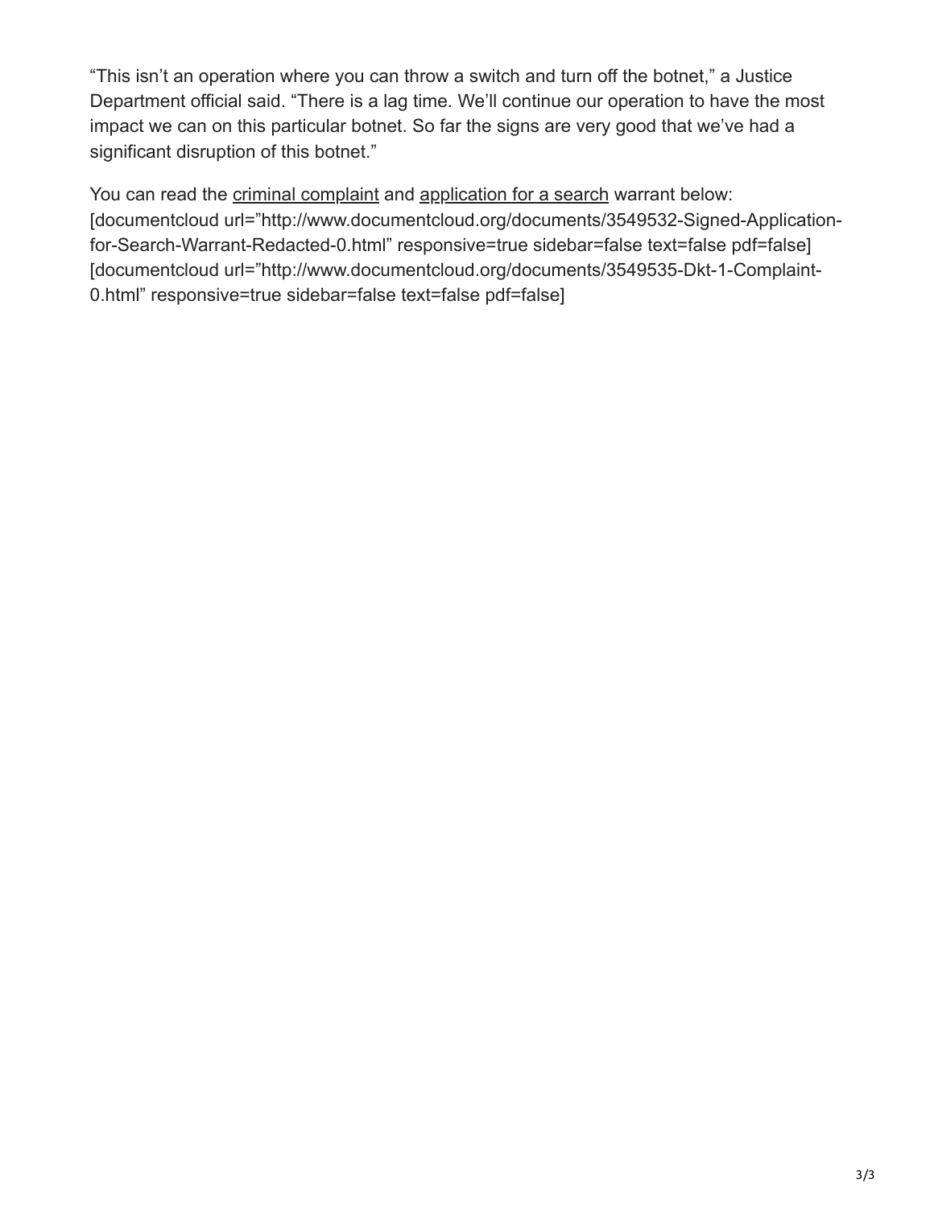“This isn’t an operation where you can throw a switch and turn off the botnet,” a Justice Department official said. “There is a lag time. We’ll continue our operation to have the most impact we can on this particular botnet. So far the signs are very good that we’ve had a significant disruption of this botnet.”

You can read the criminal complaint and application for a search warrant below:
[documentcloud url=”http://www.documentcloud.org/documents/3549532-Signed-Application-for-Search-Warrant-Redacted-0.html” responsive=true sidebar=false text=false pdf=false]
[documentcloud url=”http://www.documentcloud.org/documents/3549535-Dkt-1-Complaint-0.html” responsive=true sidebar=false text=false pdf=false]